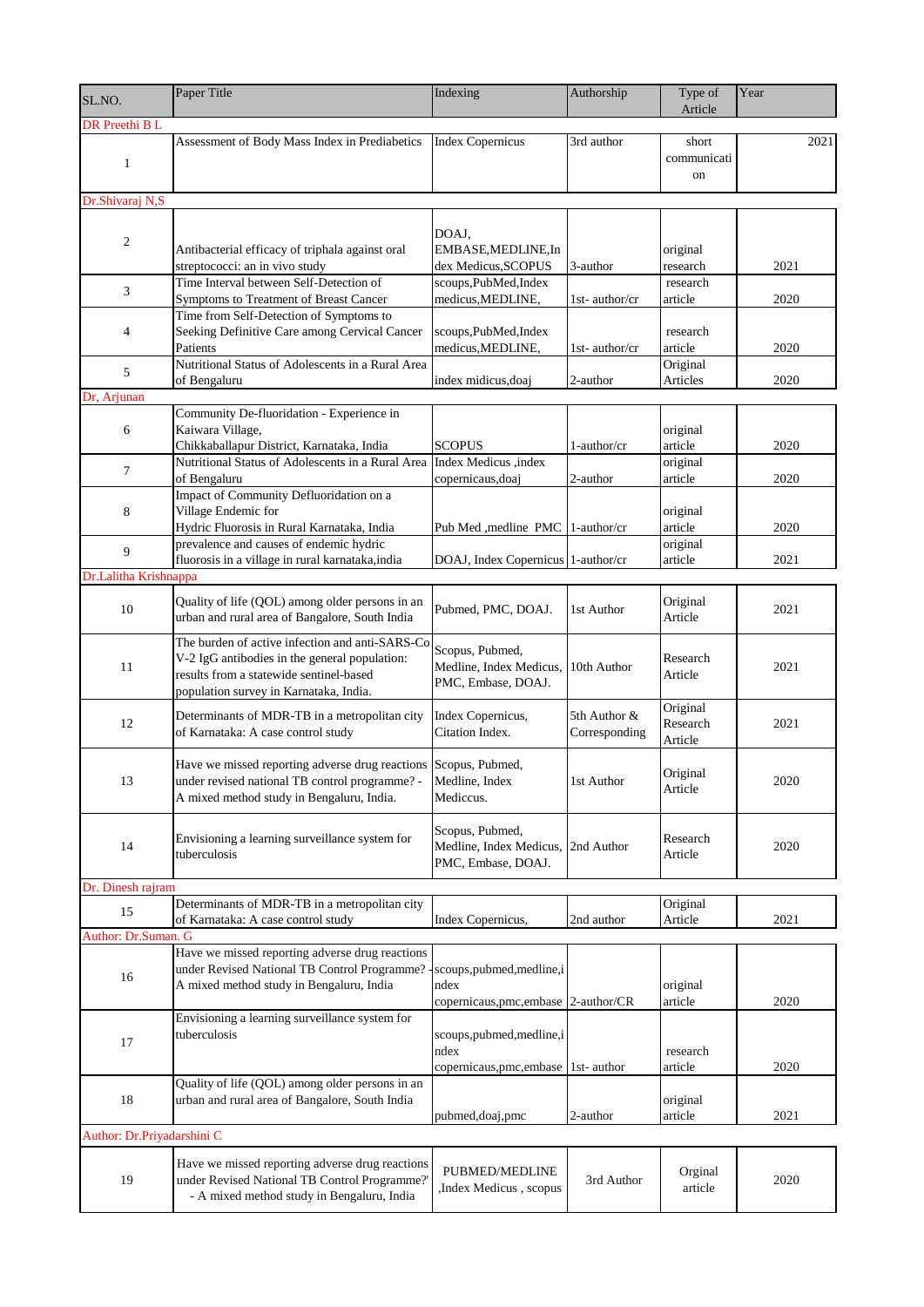| SL.NO. | Paper Title | Indexing | Authorship | Type of Article | Year |
|---|---|---|---|---|---|
| DR Preethi B L | | | | | |
| 1 | Assessment of Body Mass Index in Prediabetics | Index Copernicus | 3rd author | short communication | 2021 |
| Dr.Shivaraj N,S | | | | | |
| 2 | Antibacterial efficacy of triphala against oral streptococci: an in vivo study | DOAJ, EMBASE,MEDLINE,Index Medicus,SCOPUS | 3-author | original research | 2021 |
| 3 | Time Interval between Self-Detection of Symptoms to Treatment of Breast Cancer | scoups,PubMed,Index medicus,MEDLINE, | 1st- author/cr | research article | 2020 |
| 4 | Time from Self-Detection of Symptoms to Seeking Definitive Care among Cervical Cancer Patients | scoups,PubMed,Index medicus,MEDLINE, | 1st- author/cr | research article | 2020 |
| 5 | Nutritional Status of Adolescents in a Rural Area of Bengaluru | index midicus,doaj | 2-author | Original Articles | 2020 |
| Dr, Arjunan | | | | | |
| 6 | Community De-fluoridation - Experience in Kaiwara Village, Chikkaballapur District, Karnataka, India | SCOPUS | 1-author/cr | original article | 2020 |
| 7 | Nutritional Status of Adolescents in a Rural Area of Bengaluru | Index Medicus ,index copernicaus,doaj | 2-author | original article | 2020 |
| 8 | Impact of Community Defluoridation on a Village Endemic for Hydric Fluorosis in Rural Karnataka, India | Pub Med ,medline PMC | 1-author/cr | original article | 2020 |
| 9 | prevalence and causes of endemic hydric fluorosis in a village in rural karnataka,india | DOAJ, Index Copernicus | 1-author/cr | original article | 2021 |
| Dr.Lalitha Krishnappa | | | | | |
| 10 | Quality of life (QOL) among older persons in an urban and rural area of Bangalore, South India | Pubmed, PMC, DOAJ. | 1st Author | Original Article | 2021 |
| 11 | The burden of active infection and anti-SARS-CoV-2 IgG antibodies in the general population: results from a statewide sentinel-based population survey in Karnataka, India. | Scopus, Pubmed, Medline, Index Medicus, PMC, Embase, DOAJ. | 10th Author | Research Article | 2021 |
| 12 | Determinants of MDR-TB in a metropolitan city of Karnataka: A case control study | Index Copernicus, Citation Index. | 5th Author & Corresponding | Original Research Article | 2021 |
| 13 | Have we missed reporting adverse drug reactions under revised national TB control programme? - A mixed method study in Bengaluru, India. | Scopus, Pubmed, Medline, Index Mediccus. | 1st Author | Original Article | 2020 |
| 14 | Envisioning a learning surveillance system for tuberculosis | Scopus, Pubmed, Medline, Index Medicus, PMC, Embase, DOAJ. | 2nd Author | Research Article | 2020 |
| Dr. Dinesh rajram | | | | | |
| 15 | Determinants of MDR-TB in a metropolitan city of Karnataka: A case control study | Index Copernicus, | 2nd author | Original Article | 2021 |
| Author: Dr.Suman. G | | | | | |
| 16 | Have we missed reporting adverse drug reactions under Revised National TB Control Programme? - A mixed method study in Bengaluru, India | scoups,pubmed,medline,index copernicaus,pmc,embase | 2-author/CR | original article | 2020 |
| 17 | Envisioning a learning surveillance system for tuberculosis | scoups,pubmed,medline,index copernicaus,pmc,embase | 1st- author | research article | 2020 |
| 18 | Quality of life (QOL) among older persons in an urban and rural area of Bangalore, South India | pubmed,doaj,pmc | 2-author | original article | 2021 |
| Author: Dr.Priyadarshini C | | | | | |
| 19 | Have we missed reporting adverse drug reactions under Revised National TB Control Programme?' - A mixed method study in Bengaluru, India | PUBMED/MEDLINE ,Index Medicus , scopus | 3rd Author | Orginal article | 2020 |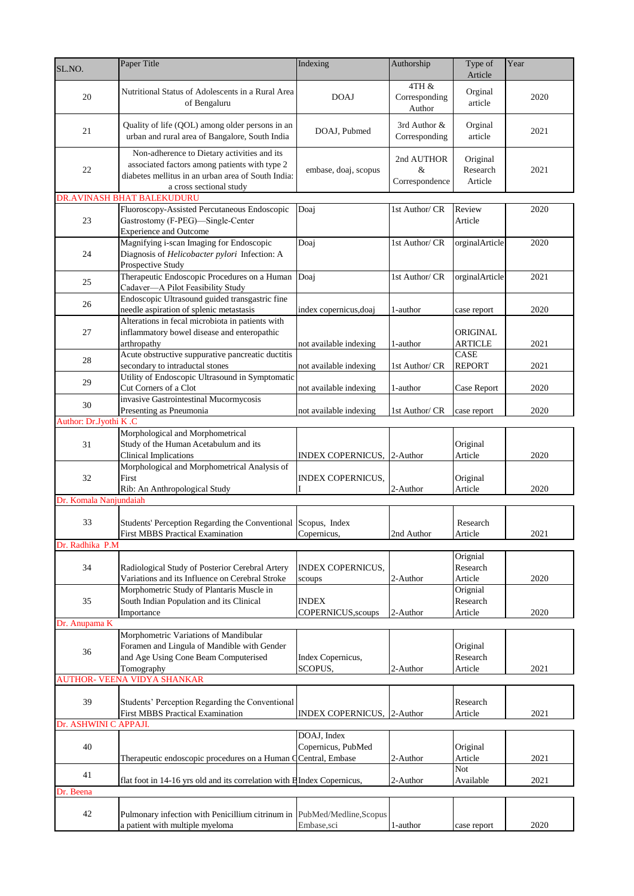| SL.NO. | Paper Title | Indexing | Authorship | Type of Article | Year |
|---|---|---|---|---|---|
| 20 | Nutritional Status of Adolescents in a Rural Area of Bengaluru | DOAJ | 4TH & Corresponding Author | Orginal article | 2020 |
| 21 | Quality of life (QOL) among older persons in an urban and rural area of Bangalore, South India | DOAJ, Pubmed | 3rd Author & Corresponding | Orginal article | 2021 |
| 22 | Non-adherence to Dietary activities and its associated factors among patients with type 2 diabetes mellitus in an urban area of South India: a cross sectional study | embase, doaj, scopus | 2nd AUTHOR & Correspondence | Original Research Article | 2021 |
| DR.AVINASH BHAT BALEKUDURU | | | | | |
| 23 | Fluoroscopy-Assisted Percutaneous Endoscopic Gastrostomy (F-PEG)—Single-Center Experience and Outcome | Doaj | 1st Author/ CR | Review Article | 2020 |
| 24 | Magnifying i-scan Imaging for Endoscopic Diagnosis of *Helicobacter pylori* Infection: A Prospective Study | Doaj | 1st Author/ CR | orginalArticle | 2020 |
| 25 | Therapeutic Endoscopic Procedures on a Human Cadaver—A Pilot Feasibility Study | Doaj | 1st Author/ CR | orginalArticle | 2021 |
| 26 | Endoscopic Ultrasound guided transgastric fine needle aspiration of splenic metastasis | index copernicus,doaj | 1-author | case report | 2020 |
| 27 | Alterations in fecal microbiota in patients with inflammatory bowel disease and enteropathic arthropathy | not available indexing | 1-author | ORIGINAL ARTICLE | 2021 |
| 28 | Acute obstructive suppurative pancreatic ductitis secondary to intraductal stones | not available indexing | 1st Author/ CR | CASE REPORT | 2021 |
| 29 | Utility of Endoscopic Ultrasound in Symptomatic Cut Corners of a Clot | not available indexing | 1-author | Case Report | 2020 |
| 30 | invasive Gastrointestinal Mucormycosis Presenting as Pneumonia | not available indexing | 1st Author/ CR | case report | 2020 |
| Author: Dr.Jyothi K .C | | | | | |
| 31 | Morphological and Morphometrical Study of the Human Acetabulum and its Clinical Implications | INDEX COPERNICUS, | 2-Author | Original Article | 2020 |
| 32 | Morphological and Morphometrical Analysis of First Rib: An Anthropological Study | INDEX COPERNICUS, I | 2-Author | Original Article | 2020 |
| Dr. Komala Nanjundaiah | | | | | |
| 33 | Students' Perception Regarding the Conventional First MBBS Practical Examination | Scopus, Index Copernicus, | 2nd Author | Research Article | 2021 |
| Dr. Radhika P.M | | | | | |
| 34 | Radiological Study of Posterior Cerebral Artery Variations and its Influence on Cerebral Stroke | INDEX COPERNICUS, scoups | 2-Author | Orginial Research Article | 2020 |
| 35 | Morphometric Study of Plantaris Muscle in South Indian Population and its Clinical Importance | INDEX COPERNICUS,scoups | 2-Author | Orginial Research Article | 2020 |
| Dr. Anupama K | | | | | |
| 36 | Morphometric Variations of Mandibular Foramen and Lingula of Mandible with Gender and Age Using Cone Beam Computerised Tomography | Index Copernicus, SCOPUS, | 2-Author | Original Research Article | 2021 |
| AUTHOR- VEENA VIDYA SHANKAR | | | | | |
| 39 | Students' Perception Regarding the Conventional First MBBS Practical Examination | INDEX COPERNICUS, | 2-Author | Research Article | 2021 |
| Dr. ASHWINI C APPAJI. | | | | | |
| 40 | Therapeutic endoscopic procedures on a Human C | DOAJ, Index Copernicus, PubMed Central, Embase | 2-Author | Original Article | 2021 |
| 41 | flat foot in 14-16 yrs old and its correlation with B | Index Copernicus, | 2-Author | Not Available | 2021 |
| Dr. Beena | | | | | |
| 42 | Pulmonary infection with Penicillium citrinum in a patient with multiple myeloma | PubMed/Medline,Scopus Embase,sci | 1-author | case report | 2020 |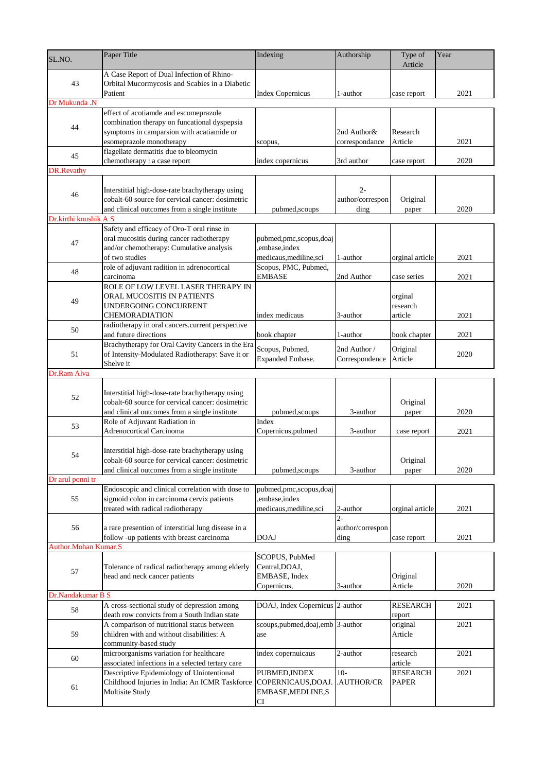| SL.NO. | Paper Title | Indexing | Authorship | Type of Article | Year |
|---|---|---|---|---|---|
| 43 | A Case Report of Dual Infection of Rhino-Orbital Mucormycosis and Scabies in a Diabetic Patient | Index Copernicus | 1-author | case report | 2021 |
| Dr Mukunda .N | | | | | |
| 44 | effect of acotiamde and escomeprazole combination therapy on funcational dyspepsia symptoms in camparsion with acatiamide or esomeprazole monotherapy | scopus, | 2nd Author& correspondance | Research Article | 2021 |
| 45 | flagellate dermatitis due to bleomycin chemotherapy : a case report | index copernicus | 3rd author | case report | 2020 |
| DR.Revathy | | | | | |
| 46 | Interstitial high-dose-rate brachytherapy using cobalt-60 source for cervical cancer: dosimetric and clinical outcomes from a single institute | pubmed,scoups | 2-author/correspon ding | Original paper | 2020 |
| Dr.kirthi koushik A S | | | | | |
| 47 | Safety and efficacy of Oro-T oral rinse in oral mucositis during cancer radiotherapy and/or chemotherapy: Cumulative analysis of two studies | pubmed,pmc,scopus,doaj ,embase,index medicaus,mediline,sci | 1-author | orginal article | 2021 |
| 48 | role of adjuvant radition in adrenocortical carcinoma | Scopus, PMC, Pubmed, EMBASE | 2nd Author | case series | 2021 |
| 49 | ROLE OF LOW LEVEL LASER THERAPY IN ORAL MUCOSITIS IN PATIENTS UNDERGOING CONCURRENT CHEMORADIATION | index medicaus | 3-author | orginal research article | 2021 |
| 50 | radiotherapy in oral cancers.current perspective and future directions | book chapter | 1-author | book chapter | 2021 |
| 51 | Brachytherapy for Oral Cavity Cancers in the Era of Intensity-Modulated Radiotherapy: Save it or Shelve it | Scopus, Pubmed, Expanded Embase. | 2nd Author / Correspondence | Original Article | 2020 |
| Dr.Ram Alva | | | | | |
| 52 | Interstitial high-dose-rate brachytherapy using cobalt-60 source for cervical cancer: dosimetric and clinical outcomes from a single institute | pubmed,scoups | 3-author | Original paper | 2020 |
| 53 | Role of Adjuvant Radiation in Adrenocortical Carcinoma | Index Copernicus,pubmed | 3-author | case report | 2021 |
| 54 | Interstitial high-dose-rate brachytherapy using cobalt-60 source for cervical cancer: dosimetric and clinical outcomes from a single institute | pubmed,scoups | 3-author | Original paper | 2020 |
| Dr arul ponni tr | | | | | |
| 55 | Endoscopic and clinical correlation with dose to sigmoid colon in carcinoma cervix patients treated with radical radiotherapy | pubmed,pmc,scopus,doaj ,embase,index medicaus,mediline,sci | 2-author | orginal article | 2021 |
| 56 | a rare presention of interstitial lung disease in a follow -up patients with breast carcinoma | DOAJ | 2-author/correspon ding | case report | 2021 |
| Author.Mohan Kumar.S | | | | | |
| 57 | Tolerance of radical radiotherapy among elderly head and neck cancer patients | SCOPUS, PubMed Central,DOAJ, EMBASE, Index Copernicus, | 3-author | Original Article | 2020 |
| Dr.Nandakumar B S | | | | | |
| 58 | A cross-sectional study of depression among death row convicts from a South Indian state | DOAJ, Index Copernicus | 2-author | RESEARCH report | 2021 |
| 59 | A comparison of nutritional status between children with and without disabilities: A community-based study | scoups,pubmed,doaj,emb ase | 3-author | original Article | 2021 |
| 60 | microorganisms variation for healthcare associated infections in a selected tertary care | index copernuicaus | 2-author | research article | 2021 |
| 61 | Descriptive Epidemiology of Unintentional Childhood Injuries in India: An ICMR Taskforce Multisite Study | PUBMED,INDEX COPERNICAUS,DOAJ. EMBASE,MEDLINE,S CI | 10-.AUTHOR/CR | RESEARCH PAPER | 2021 |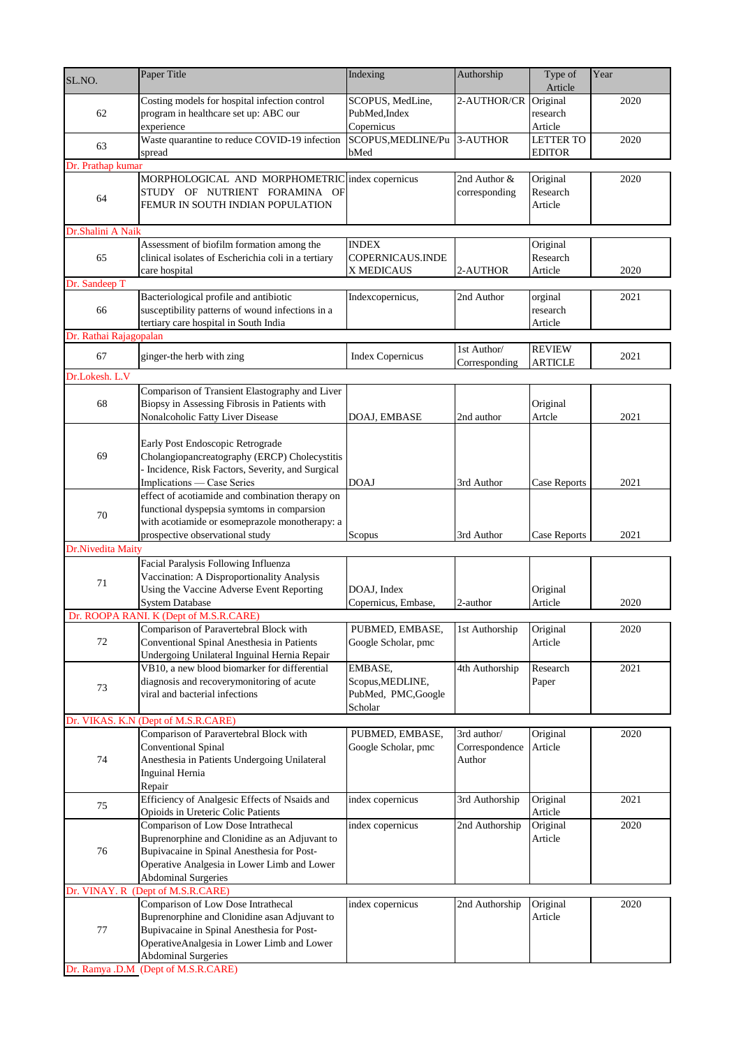| SL.NO. | Paper Title | Indexing | Authorship | Type of Article | Year |
|---|---|---|---|---|---|
| 62 | Costing models for hospital infection control program in healthcare set up: ABC our experience | SCOPUS, MedLine, PubMed,Index Copernicus | 2-AUTHOR/CR | Original research Article | 2020 |
| 63 | Waste quarantine to reduce COVID-19 infection spread | SCOPUS,MEDLINE/PubMed | 3-AUTHOR | LETTER TO EDITOR | 2020 |
| Dr. Prathap kumar | | | | | |
| 64 | MORPHOLOGICAL AND MORPHOMETRIC STUDY OF NUTRIENT FORAMINA OF FEMUR IN SOUTH INDIAN POPULATION | index copernicus | 2nd Author & corresponding | Original Research Article | 2020 |
| Dr.Shalini A Naik | | | | | |
| 65 | Assessment of biofilm formation among the clinical isolates of Escherichia coli in a tertiary care hospital | INDEX COPERNICAUS.INDEX MEDICAUS | 2-AUTHOR | Original Research Article | 2020 |
| Dr. Sandeep T | | | | | |
| 66 | Bacteriological profile and antibiotic susceptibility patterns of wound infections in a tertiary care hospital in South India | Indexcopernicus, | 2nd Author | orginal research Article | 2021 |
| Dr. Rathai Rajagopalan | | | | | |
| 67 | ginger-the herb with zing | Index Copernicus | 1st Author/ Corresponding | REVIEW ARTICLE | 2021 |
| Dr.Lokesh. L.V | | | | | |
| 68 | Comparison of Transient Elastography and Liver Biopsy in Assessing Fibrosis in Patients with Nonalcoholic Fatty Liver Disease | DOAJ, EMBASE | 2nd author | Original Artcle | 2021 |
| 69 | Early Post Endoscopic Retrograde Cholangiopancreatography (ERCP) Cholecystitis - Incidence, Risk Factors, Severity, and Surgical Implications — Case Series | DOAJ | 3rd Author | Case Reports | 2021 |
| 70 | effect of acotiamide and combination therapy on functional dyspepsia symtoms in comparsion with acotiamide or esomeprazole monotherapy: a prospective observational study | Scopus | 3rd Author | Case Reports | 2021 |
| Dr.Nivedita Maity | | | | | |
| 71 | Facial Paralysis Following Influenza Vaccination: A Disproportionality Analysis Using the Vaccine Adverse Event Reporting System Database | DOAJ, Index Copernicus, Embase, | 2-author | Original Article | 2020 |
| Dr. ROOPA RANI. K (Dept of M.S.R.CARE) | | | | | |
| 72 | Comparison of Paravertebral Block with Conventional Spinal Anesthesia in Patients Undergoing Unilateral Inguinal Hernia Repair | PUBMED, EMBASE, Google Scholar, pmc | 1st Authorship | Original Article | 2020 |
| 73 | VB10, a new blood biomarker for differential diagnosis and recoverymonitoring of acute viral and bacterial infections | EMBASE, Scopus,MEDLINE, PubMed, PMC,Google Scholar | 4th Authorship | Research Paper | 2021 |
| Dr. VIKAS. K.N (Dept of M.S.R.CARE) | | | | | |
| 74 | Comparison of Paravertebral Block with Conventional Spinal Anesthesia in Patients Undergoing Unilateral Inguinal Hernia Repair | PUBMED, EMBASE, Google Scholar, pmc | 3rd author/ Correspondence Author | Original Article | 2020 |
| 75 | Efficiency of Analgesic Effects of Nsaids and Opioids in Ureteric Colic Patients | index copernicus | 3rd Authorship | Original Article | 2021 |
| 76 | Comparison of Low Dose Intrathecal Buprenorphine and Clonidine as an Adjuvant to Bupivacaine in Spinal Anesthesia for Post-Operative Analgesia in Lower Limb and Lower Abdominal Surgeries | index copernicus | 2nd Authorship | Original Article | 2020 |
| Dr. VINAY. R (Dept of M.S.R.CARE) | | | | | |
| 77 | Comparison of Low Dose Intrathecal Buprenorphine and Clonidine asan Adjuvant to Bupivacaine in Spinal Anesthesia for Post-OperativeAnalgesia in Lower Limb and Lower Abdominal Surgeries | index copernicus | 2nd Authorship | Original Article | 2020 |
| Dr. Ramya .D.M (Dept of M.S.R.CARE) | | | | | |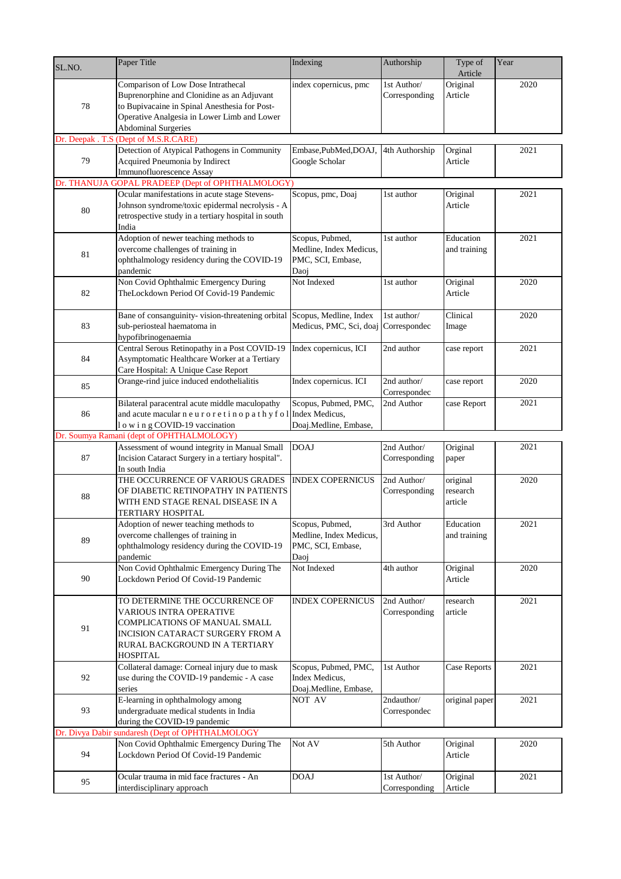| SL.NO. | Paper Title | Indexing | Authorship | Type of Article | Year |
|---|---|---|---|---|---|
| 78 | Comparison of Low Dose Intrathecal Buprenorphine and Clonidine as an Adjuvant to Bupivacaine in Spinal Anesthesia for Post-Operative Analgesia in Lower Limb and Lower Abdominal Surgeries | index copernicus, pmc | 1st Author/ Corresponding | Original Article | 2020 |
| Dr. Deepak . T.S (Dept of M.S.R.CARE) | | | | | |
| 79 | Detection of Atypical Pathogens in Community Acquired Pneumonia by Indirect Immunofluorescence Assay | Embase,PubMed,DOAJ, Google Scholar | 4th Authorship | Orginal Article | 2021 |
| Dr. THANUJA GOPAL PRADEEP (Dept of OPHTHALMOLOGY) | | | | | |
| 80 | Ocular manifestations in acute stage Stevens-Johnson syndrome/toxic epidermal necrolysis - A retrospective study in a tertiary hospital in south India | Scopus, pmc, Doaj | 1st author | Original Article | 2021 |
| 81 | Adoption of newer teaching methods to overcome challenges of training in ophthalmology residency during the COVID-19 pandemic | Scopus, Pubmed, Medline, Index Medicus, PMC, SCI, Embase, Daoj | 1st author | Education and training | 2021 |
| 82 | Non Covid Ophthalmic Emergency During TheLockdown Period Of Covid-19 Pandemic | Not Indexed | 1st author | Original Article | 2020 |
| 83 | Bane of consanguinity- vision-threatening orbital sub-periosteal haematoma in hypofibrinogenaemia | Scopus, Medline, Index Medicus, PMC, Sci, doaj | 1st author/ Correspondec | Clinical Image | 2020 |
| 84 | Central Serous Retinopathy in a Post COVID-19 Asymptomatic Healthcare Worker at a Tertiary Care Hospital: A Unique Case Report | Index copernicus, ICI | 2nd author | case report | 2021 |
| 85 | Orange-rind juice induced endothelialitis | Index copernicus. ICI | 2nd author/ Correspondec | case report | 2020 |
| 86 | Bilateral paracentral acute middle maculopathy and acute macular n e u r o r e t i n o p a t h y f o l l o w i n g COVID-19 vaccination | Scopus, Pubmed, PMC, Index Medicus, Doaj.Medline, Embase, | 2nd Author | case Report | 2021 |
| Dr. Soumya Ramani (dept of OPHTHALMOLOGY) | | | | | |
| 87 | Assessment of wound integrity in Manual Small Incision Cataract Surgery in a tertiary hospital". In south India | DOAJ | 2nd Author/ Corresponding | Original paper | 2021 |
| 88 | THE OCCURRENCE OF VARIOUS GRADES OF DIABETIC RETINOPATHY IN PATIENTS WITH END STAGE RENAL DISEASE IN A TERTIARY HOSPITAL | INDEX COPERNICUS | 2nd Author/ Corresponding | original research article | 2020 |
| 89 | Adoption of newer teaching methods to overcome challenges of training in ophthalmology residency during the COVID-19 pandemic | Scopus, Pubmed, Medline, Index Medicus, PMC, SCI, Embase, Daoj | 3rd Author | Education and training | 2021 |
| 90 | Non Covid Ophthalmic Emergency During The Lockdown Period Of Covid-19 Pandemic | Not Indexed | 4th author | Original Article | 2020 |
| 91 | TO DETERMINE THE OCCURRENCE OF VARIOUS INTRA OPERATIVE COMPLICATIONS OF MANUAL SMALL INCISION CATARACT SURGERY FROM A RURAL BACKGROUND IN A TERTIARY HOSPITAL | INDEX COPERNICUS | 2nd Author/ Corresponding | research article | 2021 |
| 92 | Collateral damage: Corneal injury due to mask use during the COVID-19 pandemic - A case series | Scopus, Pubmed, PMC, Index Medicus, Doaj.Medline, Embase, | 1st Author | Case Reports | 2021 |
| 93 | E-learning in ophthalmology among undergraduate medical students in India during the COVID-19 pandemic | NOT AV | 2ndauthor/ Correspondec | original paper | 2021 |
| Dr. Divya Dabir sundaresh (Dept of OPHTHALMOLOGY | | | | | |
| 94 | Non Covid Ophthalmic Emergency During The Lockdown Period Of Covid-19 Pandemic | Not AV | 5th Author | Original Article | 2020 |
| 95 | Ocular trauma in mid face fractures - An interdisciplinary approach | DOAJ | 1st Author/ Corresponding | Original Article | 2021 |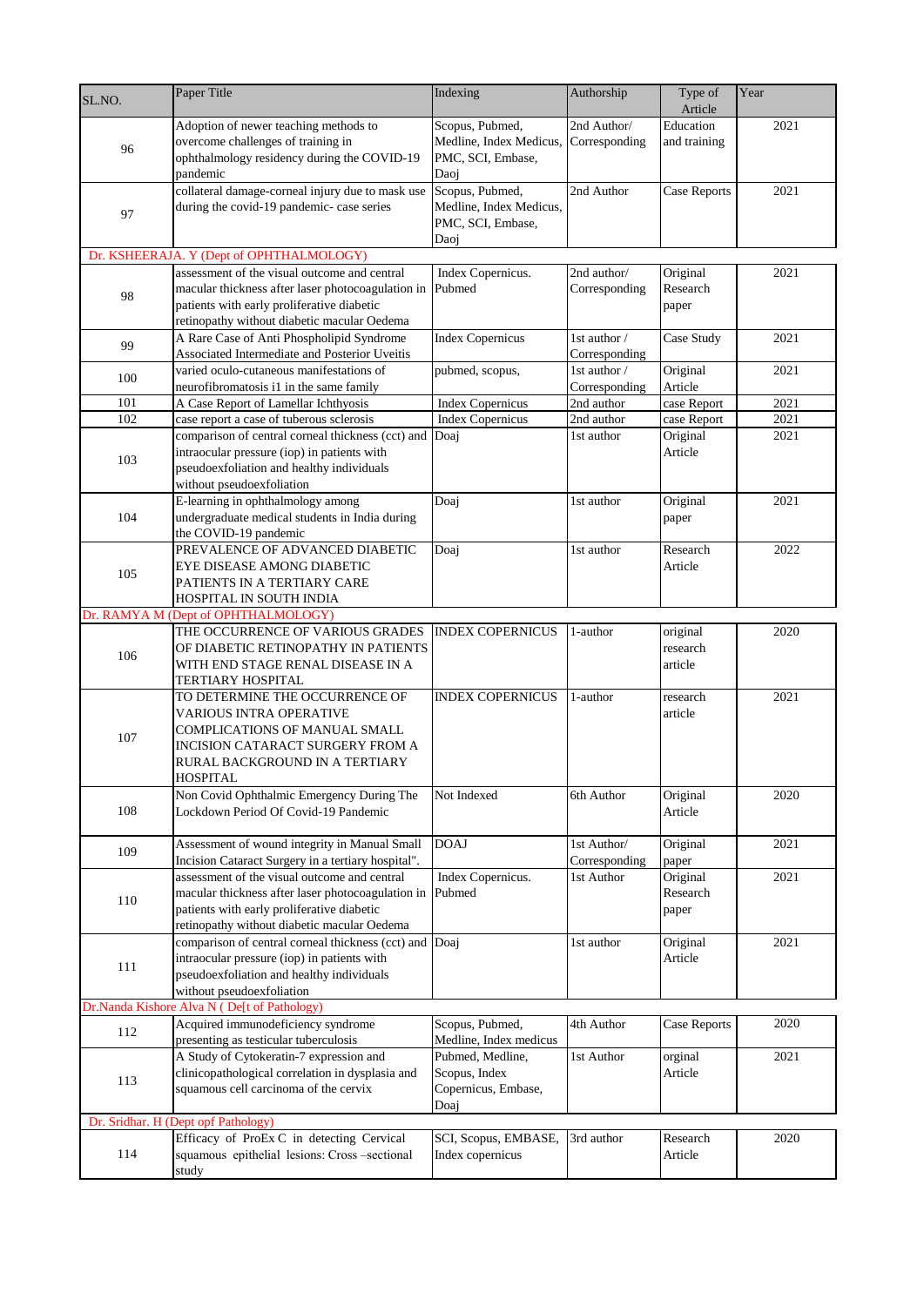| SL.NO. | Paper Title | Indexing | Authorship | Type of Article | Year |
|---|---|---|---|---|---|
| 96 | Adoption of newer teaching methods to overcome challenges of training in ophthalmology residency during the COVID-19 pandemic | Scopus, Pubmed, Medline, Index Medicus, PMC, SCI, Embase, Daoj | 2nd Author/ Corresponding | Education and training | 2021 |
| 97 | collateral damage-corneal injury due to mask use during the covid-19 pandemic- case series | Scopus, Pubmed, Medline, Index Medicus, PMC, SCI, Embase, Daoj | 2nd Author | Case Reports | 2021 |
| Dr. KSHEERAJA. Y (Dept of OPHTHALMOLOGY) | | | | | |
| 98 | assessment of the visual outcome and central macular thickness after laser photocoagulation in patients with early proliferative diabetic retinopathy without diabetic macular Oedema | Index Copernicus. Pubmed | 2nd author/ Corresponding | Original Research paper | 2021 |
| 99 | A Rare Case of Anti Phospholipid Syndrome Associated Intermediate and Posterior Uveitis | Index Copernicus | 1st author / Corresponding | Case Study | 2021 |
| 100 | varied oculo-cutaneous manifestations of neurofibromatosis i1 in the same family | pubmed, scopus, | 1st author / Corresponding | Original Article | 2021 |
| 101 | A Case Report of Lamellar Ichthyosis | Index Copernicus | 2nd author | case Report | 2021 |
| 102 | case report a case of tuberous sclerosis | Index Copernicus | 2nd author | case Report | 2021 |
| 103 | comparison of central corneal thickness (cct) and intraocular pressure (iop) in patients with pseudoexfoliation and healthy individuals without pseudoexfoliation | Doaj | 1st author | Original Article | 2021 |
| 104 | E-learning in ophthalmology among undergraduate medical students in India during the COVID-19 pandemic | Doaj | 1st author | Original paper | 2021 |
| 105 | PREVALENCE OF ADVANCED DIABETIC EYE DISEASE AMONG DIABETIC PATIENTS IN A TERTIARY CARE HOSPITAL IN SOUTH INDIA | Doaj | 1st author | Research Article | 2022 |
| Dr. RAMYA M (Dept of OPHTHALMOLOGY) | | | | | |
| 106 | THE OCCURRENCE OF VARIOUS GRADES OF DIABETIC RETINOPATHY IN PATIENTS WITH END STAGE RENAL DISEASE IN A TERTIARY HOSPITAL | INDEX COPERNICUS | 1-author | original research article | 2020 |
| 107 | TO DETERMINE THE OCCURRENCE OF VARIOUS INTRA OPERATIVE COMPLICATIONS OF MANUAL SMALL INCISION CATARACT SURGERY FROM A RURAL BACKGROUND IN A TERTIARY HOSPITAL | INDEX COPERNICUS | 1-author | research article | 2021 |
| 108 | Non Covid Ophthalmic Emergency During The Lockdown Period Of Covid-19 Pandemic | Not Indexed | 6th Author | Original Article | 2020 |
| 109 | Assessment of wound integrity in Manual Small Incision Cataract Surgery in a tertiary hospital". | DOAJ | 1st Author/ Corresponding | Original paper | 2021 |
| 110 | assessment of the visual outcome and central macular thickness after laser photocoagulation in patients with early proliferative diabetic retinopathy without diabetic macular Oedema | Index Copernicus. Pubmed | 1st Author | Original Research paper | 2021 |
| 111 | comparison of central corneal thickness (cct) and intraocular pressure (iop) in patients with pseudoexfoliation and healthy individuals without pseudoexfoliation | Doaj | 1st author | Original Article | 2021 |
| Dr.Nanda Kishore Alva N ( De[t of Pathology) | | | | | |
| 112 | Acquired immunodeficiency syndrome presenting as testicular tuberculosis | Scopus, Pubmed, Medline, Index medicus | 4th Author | Case Reports | 2020 |
| 113 | A Study of Cytokeratin-7 expression and clinicopathological correlation in dysplasia and squamous cell carcinoma of the cervix | Pubmed, Medline, Scopus, Index Copernicus, Embase, Doaj | 1st Author | orginal Article | 2021 |
| Dr. Sridhar. H (Dept opf Pathology) | | | | | |
| 114 | Efficacy of ProEx C in detecting Cervical squamous epithelial lesions: Cross –sectional study | SCI, Scopus, EMBASE, Index copernicus | 3rd author | Research Article | 2020 |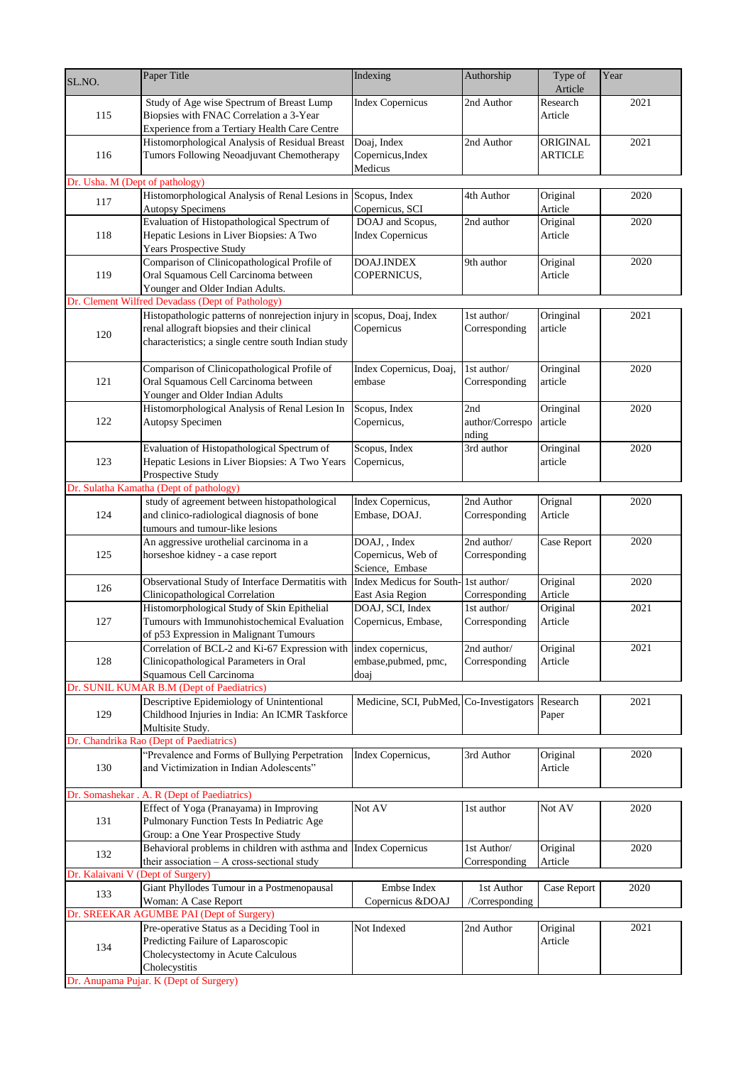| SL.NO. | Paper Title | Indexing | Authorship | Type of Article | Year |
|---|---|---|---|---|---|
| 115 | Study of Age wise Spectrum of Breast Lump Biopsies with FNAC Correlation a 3-Year Experience from a Tertiary Health Care Centre | Index Copernicus | 2nd Author | Research Article | 2021 |
| 116 | Histomorphological Analysis of Residual Breast Tumors Following Neoadjuvant Chemotherapy | Doaj, Index Copernicus,Index Medicus | 2nd Author | ORIGINAL ARTICLE | 2021 |
| Dr. Usha. M (Dept of pathology) | | | | | |
| 117 | Histomorphological Analysis of Renal Lesions in Autopsy Specimens | Scopus, Index Copernicus, SCI | 4th Author | Original Article | 2020 |
| 118 | Evaluation of Histopathological Spectrum of Hepatic Lesions in Liver Biopsies: A Two Years Prospective Study | DOAJ and Scopus, Index Copernicus | 2nd author | Original Article | 2020 |
| 119 | Comparison of Clinicopathological Profile of Oral Squamous Cell Carcinoma between Younger and Older Indian Adults. | DOAJ.INDEX COPERNICUS, | 9th author | Original Article | 2020 |
| Dr. Clement Wilfred Devadass (Dept of Pathology) | | | | | |
| 120 | Histopathologic patterns of nonrejection injury in renal allograft biopsies and their clinical characteristics; a single centre south Indian study | scopus, Doaj, Index Copernicus | 1st author/ Corresponding | Oringinal article | 2021 |
| 121 | Comparison of Clinicopathological Profile of Oral Squamous Cell Carcinoma between Younger and Older Indian Adults | Index Copernicus, Doaj, embase | 1st author/ Corresponding | Oringinal article | 2020 |
| 122 | Histomorphological Analysis of Renal Lesion In Autopsy Specimen | Scopus, Index Copernicus, | 2nd author/Corresponding | Oringinal article | 2020 |
| 123 | Evaluation of Histopathological Spectrum of Hepatic Lesions in Liver Biopsies: A Two Years Prospective Study | Scopus, Index Copernicus, | 3rd author | Oringinal article | 2020 |
| Dr. Sulatha Kamatha (Dept of pathology) | | | | | |
| 124 | study of agreement between histopathological and clinico-radiological diagnosis of bone tumours and tumour-like lesions | Index Copernicus, Embase, DOAJ. | 2nd Author Corresponding | Orignal Article | 2020 |
| 125 | An aggressive urothelial carcinoma in a horseshoe kidney - a case report | DOAJ, , Index Copernicus, Web of Science, Embase | 2nd author/ Corresponding | Case Report | 2020 |
| 126 | Observational Study of Interface Dermatitis with Clinicopathological Correlation | Index Medicus for South-East Asia Region | 1st author/ Corresponding | Original Article | 2020 |
| 127 | Histomorphological Study of Skin Epithelial Tumours with Immunohistochemical Evaluation of p53 Expression in Malignant Tumours | DOAJ, SCI, Index Copernicus, Embase, | 1st author/ Corresponding | Original Article | 2021 |
| 128 | Correlation of BCL-2 and Ki-67 Expression with Clinicopathological Parameters in Oral Squamous Cell Carcinoma | index copernicus, embase,pubmed, pmc, doaj | 2nd author/ Corresponding | Original Article | 2021 |
| Dr. SUNIL KUMAR B.M (Dept of Paediatrics) | | | | | |
| 129 | Descriptive Epidemiology of Unintentional Childhood Injuries in India: An ICMR Taskforce Multisite Study. | Medicine, SCI, PubMed, | Co-Investigators | Research Paper | 2021 |
| Dr. Chandrika Rao (Dept of Paediatrics) | | | | | |
| 130 | "Prevalence and Forms of Bullying Perpetration and Victimization in Indian Adolescents" | Index Copernicus, | 3rd Author | Original Article | 2020 |
| Dr. Somashekar . A. R (Dept of Paediatrics) | | | | | |
| 131 | Effect of Yoga (Pranayama) in Improving Pulmonary Function Tests In Pediatric Age Group: a One Year Prospective Study | Not AV | 1st author | Not AV | 2020 |
| 132 | Behavioral problems in children with asthma and their association – A cross-sectional study | Index Copernicus | 1st Author/ Corresponding | Original Article | 2020 |
| Dr. Kalaivani V (Dept of Surgery) | | | | | |
| 133 | Giant Phyllodes Tumour in a Postmenopausal Woman: A Case Report | Embse Index Copernicus &DOAJ | 1st Author /Corresponding | Case Report | 2020 |
| Dr. SREEKAR AGUMBE PAI (Dept of Surgery) | | | | | |
| 134 | Pre-operative Status as a Deciding Tool in Predicting Failure of Laparoscopic Cholecystectomy in Acute Calculous Cholecystitis | Not Indexed | 2nd Author | Original Article | 2021 |
| Dr. Anupama Pujar. K (Dept of Surgery) | | | | | |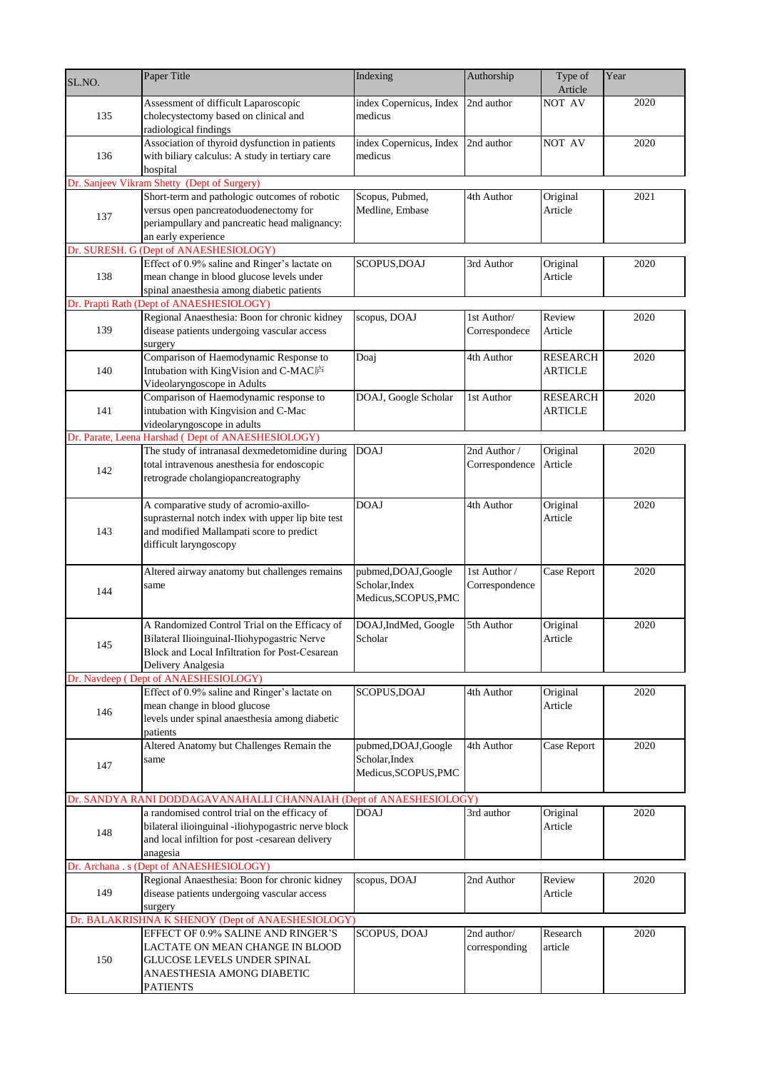| SL.NO. | Paper Title | Indexing | Authorship | Type of Article | Year |
|---|---|---|---|---|---|
| 135 | Assessment of difficult Laparoscopic cholecystectomy based on clinical and radiological findings | index Copernicus, Index medicus | 2nd author | NOT AV | 2020 |
| 136 | Association of thyroid dysfunction in patients with biliary calculus: A study in tertiary care hospital | index Copernicus, Index medicus | 2nd author | NOT AV | 2020 |
| Dr. Sanjeev Vikram Shetty (Dept of Surgery) | | | | | |
| 137 | Short-term and pathologic outcomes of robotic versus open pancreatoduodenectomy for periampullary and pancreatic head malignancy: an early experience | Scopus, Pubmed, Medline, Embase | 4th Author | Original Article | 2021 |
| Dr. SURESH. G (Dept of ANAESHESIOLOGY) | | | | | |
| 138 | Effect of 0.9% saline and Ringer's lactate on mean change in blood glucose levels under spinal anaesthesia among diabetic patients | SCOPUS,DOAJ | 3rd Author | Original Article | 2020 |
| Dr. Prapti Rath (Dept of ANAESHESIOLOGY) | | | | | |
| 139 | Regional Anaesthesia: Boon for chronic kidney disease patients undergoing vascular access surgery | scopus, DOAJ | 1st Author/ Correspondece | Review Article | 2020 |
| 140 | Comparison of Haemodynamic Response to Intubation with KingVision and C-MAC疖 Videolaryngoscope in Adults | Doaj | 4th Author | RESEARCH ARTICLE | 2020 |
| 141 | Comparison of Haemodynamic response to intubation with Kingvision and C-Mac videolaryngoscope in adults | DOAJ, Google Scholar | 1st Author | RESEARCH ARTICLE | 2020 |
| Dr. Parate, Leena Harshad ( Dept of ANAESHESIOLOGY) | | | | | |
| 142 | The study of intranasal dexmedetomidine during total intravenous anesthesia for endoscopic retrograde cholangiopancreatography | DOAJ | 2nd Author / Correspondence | Original Article | 2020 |
| 143 | A comparative study of acromio-axillo-suprasternal notch index with upper lip bite test and modified Mallampati score to predict difficult laryngoscopy | DOAJ | 4th Author | Original Article | 2020 |
| 144 | Altered airway anatomy but challenges remains same | pubmed,DOAJ,Google Scholar,Index Medicus,SCOPUS,PMC | 1st Author / Correspondence | Case Report | 2020 |
| 145 | A Randomized Control Trial on the Efficacy of Bilateral Ilioinguinal-Iliohypogastric Nerve Block and Local Infiltration for Post-Cesarean Delivery Analgesia | DOAJ,IndMed, Google Scholar | 5th Author | Original Article | 2020 |
| Dr. Navdeep ( Dept of ANAESHESIOLOGY) | | | | | |
| 146 | Effect of 0.9% saline and Ringer's lactate on mean change in blood glucose levels under spinal anaesthesia among diabetic patients | SCOPUS,DOAJ | 4th Author | Original Article | 2020 |
| 147 | Altered Anatomy but Challenges Remain the same | pubmed,DOAJ,Google Scholar,Index Medicus,SCOPUS,PMC | 4th Author | Case Report | 2020 |
| Dr. SANDYA RANI DODDAGAVANAHALLI CHANNAIAH (Dept of ANAESHESIOLOGY) | | | | | |
| 148 | a randomised control trial on the efficacy of bilateral ilioinguinal -iliohypogastric nerve block and local infiltion for post -cesarean delivery anagesia | DOAJ | 3rd author | Original Article | 2020 |
| Dr. Archana . s (Dept of ANAESHESIOLOGY) | | | | | |
| 149 | Regional Anaesthesia: Boon for chronic kidney disease patients undergoing vascular access surgery | scopus, DOAJ | 2nd Author | Review Article | 2020 |
| Dr. BALAKRISHNA K SHENOY (Dept of ANAESHESIOLOGY) | | | | | |
| 150 | EFFECT OF 0.9% SALINE AND RINGER'S LACTATE ON MEAN CHANGE IN BLOOD GLUCOSE LEVELS UNDER SPINAL ANAESTHESIA AMONG DIABETIC PATIENTS | SCOPUS, DOAJ | 2nd author/ corresponding | Research article | 2020 |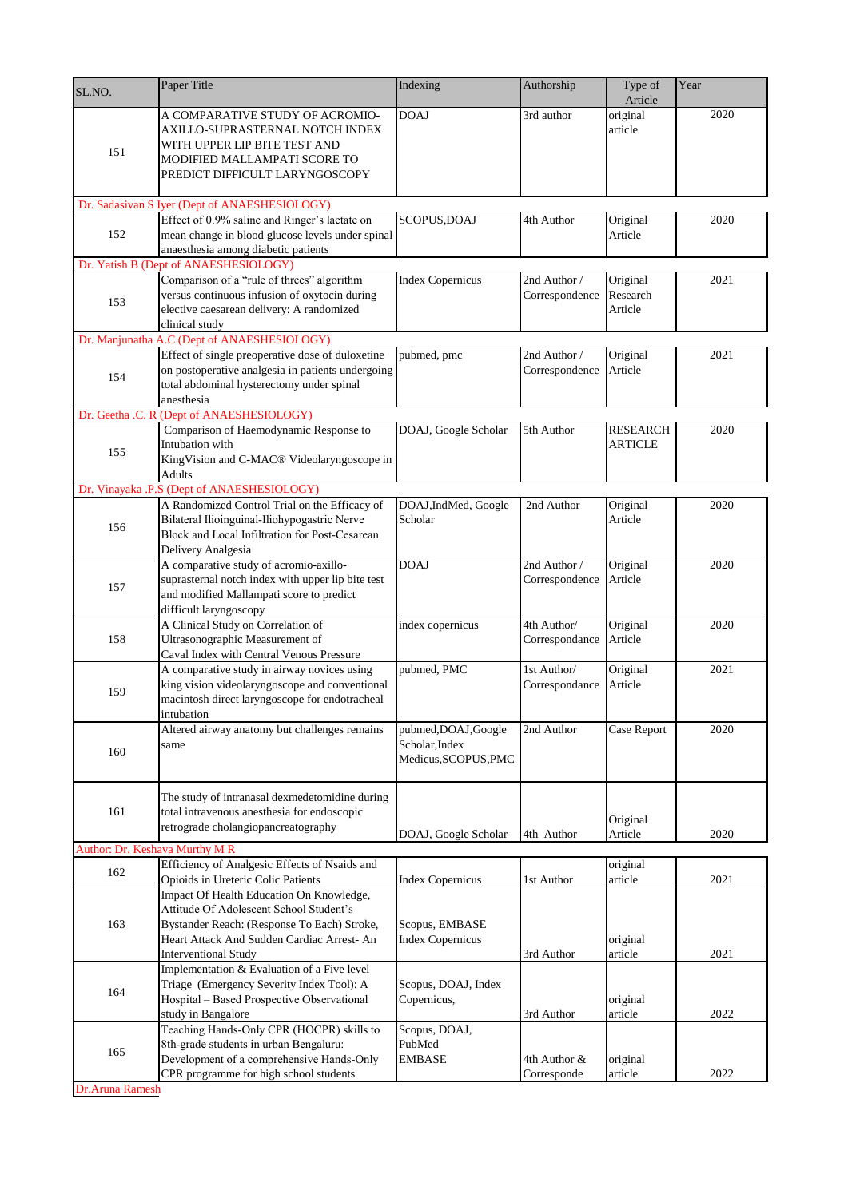| SL.NO. | Paper Title | Indexing | Authorship | Type of Article | Year |
|---|---|---|---|---|---|
| 151 | A COMPARATIVE STUDY OF ACROMIO-AXILLO-SUPRASTERNAL NOTCH INDEX WITH UPPER LIP BITE TEST AND MODIFIED MALLAMPATI SCORE TO PREDICT DIFFICULT LARYNGOSCOPY | DOAJ | 3rd author | original article | 2020 |
| Dr. Sadasivan S Iyer (Dept of ANAESHESIOLOGY) | | | | | |
| 152 | Effect of 0.9% saline and Ringer's lactate on mean change in blood glucose levels under spinal anaesthesia among diabetic patients | SCOPUS,DOAJ | 4th Author | Original Article | 2020 |
| Dr. Yatish B (Dept of ANAESHESIOLOGY) | | | | | |
| 153 | Comparison of a "rule of threes" algorithm versus continuous infusion of oxytocin during elective caesarean delivery: A randomized clinical study | Index Copernicus | 2nd Author / Correspondence | Original Research Article | 2021 |
| Dr. Manjunatha A.C (Dept of ANAESHESIOLOGY) | | | | | |
| 154 | Effect of single preoperative dose of duloxetine on postoperative analgesia in patients undergoing total abdominal hysterectomy under spinal anesthesia | pubmed, pmc | 2nd Author / Correspondence | Original Article | 2021 |
| Dr. Geetha .C. R (Dept of ANAESHESIOLOGY) | | | | | |
| 155 | Comparison of Haemodynamic Response to Intubation with KingVision and C-MAC® Videolaryngoscope in Adults | DOAJ, Google Scholar | 5th Author | RESEARCH ARTICLE | 2020 |
| Dr. Vinayaka .P.S (Dept of ANAESHESIOLOGY) | | | | | |
| 156 | A Randomized Control Trial on the Efficacy of Bilateral Ilioinguinal-Iliohypogastric Nerve Block and Local Infiltration for Post-Cesarean Delivery Analgesia | DOAJ,IndMed, Google Scholar | 2nd Author | Original Article | 2020 |
| 157 | A comparative study of acromio-axillo-suprasternal notch index with upper lip bite test and modified Mallampati score to predict difficult laryngoscopy | DOAJ | 2nd Author / Correspondence | Original Article | 2020 |
| 158 | A Clinical Study on Correlation of Ultrasonographic Measurement of Caval Index with Central Venous Pressure | index copernicus | 4th Author/ Correspondance | Original Article | 2020 |
| 159 | A comparative study in airway novices using king vision videolaryngoscope and conventional macintosh direct laryngoscope for endotracheal intubation | pubmed, PMC | 1st Author/ Correspondance | Original Article | 2021 |
| 160 | Altered airway anatomy but challenges remains same | pubmed,DOAJ,Google Scholar,Index Medicus,SCOPUS,PMC | 2nd Author | Case Report | 2020 |
| 161 | The study of intranasal dexmedetomidine during total intravenous anesthesia for endoscopic retrograde cholangiopancreatography | DOAJ, Google Scholar | 4th Author | Original Article | 2020 |
| Author: Dr. Keshava Murthy M R | | | | | |
| 162 | Efficiency of Analgesic Effects of Nsaids and Opioids in Ureteric Colic Patients | Index Copernicus | 1st Author | original article | 2021 |
| 163 | Impact Of Health Education On Knowledge, Attitude Of Adolescent School Student's Bystander Reach: (Response To Each) Stroke, Heart Attack And Sudden Cardiac Arrest- An Interventional Study | Scopus, EMBASE Index Copernicus | 3rd Author | original article | 2021 |
| 164 | Implementation & Evaluation of a Five level Triage (Emergency Severity Index Tool): A Hospital – Based Prospective Observational study in Bangalore | Scopus, DOAJ, Index Copernicus, | 3rd Author | original article | 2022 |
| 165 | Teaching Hands-Only CPR (HOCPR) skills to 8th-grade students in urban Bengaluru: Development of a comprehensive Hands-Only CPR programme for high school students | Scopus, DOAJ, PubMed EMBASE | 4th Author & Corresponde | original article | 2022 |
| Dr.Aruna Ramesh | | | | | |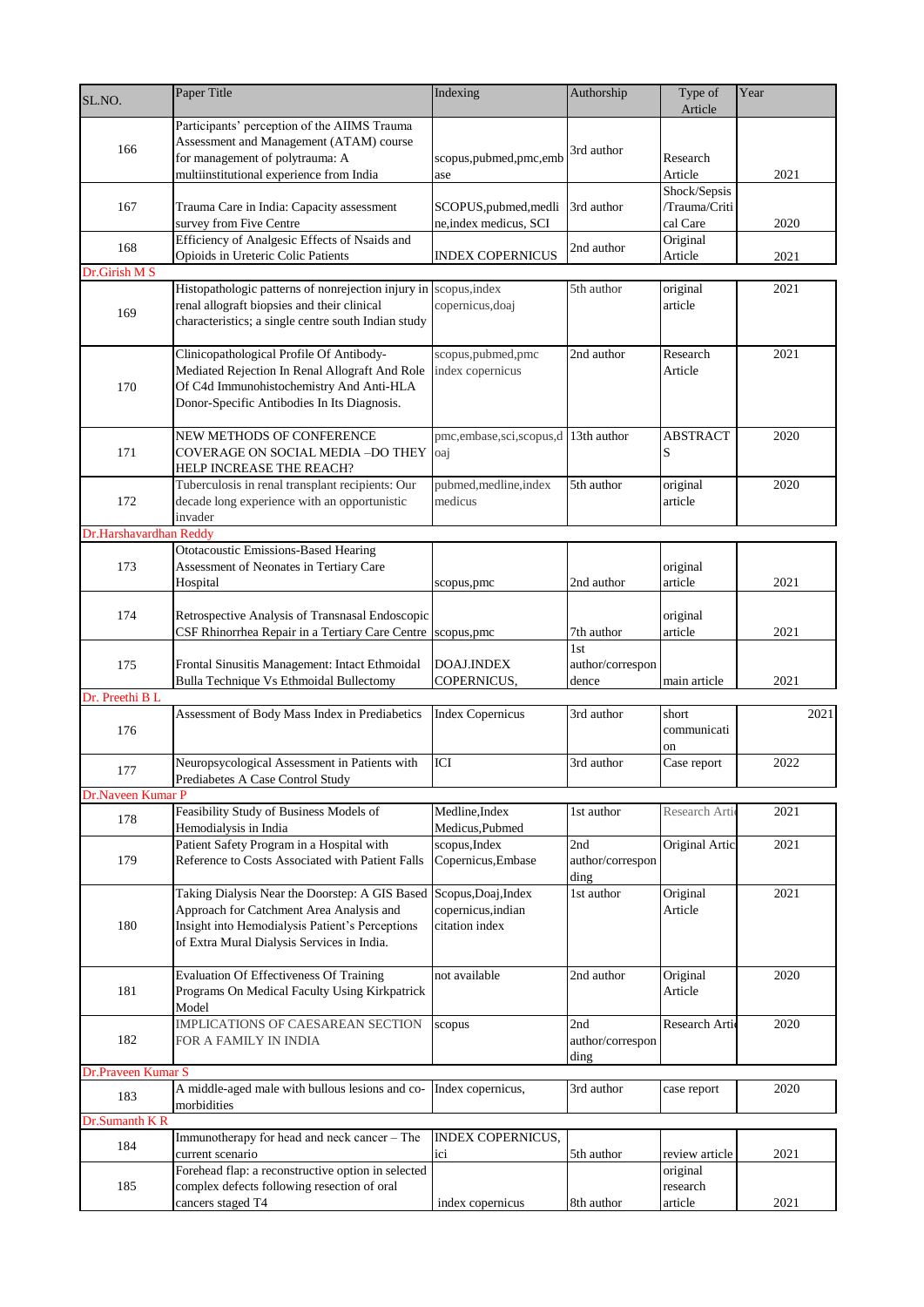| SL.NO. | Paper Title | Indexing | Authorship | Type of Article | Year |
|---|---|---|---|---|---|
| 166 | Participants' perception of the AIIMS Trauma Assessment and Management (ATAM) course for management of polytrauma: A multiinstitutional experience from India | scopus,pubmed,pmc,embase | 3rd author | Research Article | 2021 |
| 167 | Trauma Care in India: Capacity assessment survey from Five Centre | SCOPUS,pubmed,medline,index medicus, SCI | 3rd author | Shock/Sepsis /Trauma/Critical Care | 2020 |
| 168 | Efficiency of Analgesic Effects of Nsaids and Opioids in Ureteric Colic Patients | INDEX COPERNICUS | 2nd author | Original Article | 2021 |
| Dr.Girish M S | | | | | |
| 169 | Histopathologic patterns of nonrejection injury in renal allograft biopsies and their clinical characteristics; a single centre south Indian study | scopus,index copernicus,doaj | 5th author | original article | 2021 |
| 170 | Clinicopathological Profile Of Antibody-Mediated Rejection In Renal Allograft And Role Of C4d Immunohistochemistry And Anti-HLA Donor-Specific Antibodies In Its Diagnosis. | scopus,pubmed,pmc index copernicus | 2nd author | Research Article | 2021 |
| 171 | NEW METHODS OF CONFERENCE COVERAGE ON SOCIAL MEDIA –DO THEY HELP INCREASE THE REACH? | pmc,embase,sci,scopus,doaj | 13th author | ABSTRACTS | 2020 |
| 172 | Tuberculosis in renal transplant recipients: Our decade long experience with an opportunistic invader | pubmed,medline,index medicus | 5th author | original article | 2020 |
| Dr.Harshavardhan Reddy | | | | | |
| 173 | Ototacoustic Emissions-Based Hearing Assessment of Neonates in Tertiary Care Hospital | scopus,pmc | 2nd author | original article | 2021 |
| 174 | Retrospective Analysis of Transnasal Endoscopic CSF Rhinorrhea Repair in a Tertiary Care Centre | scopus,pmc | 7th author | original article | 2021 |
| 175 | Frontal Sinusitis Management: Intact Ethmoidal Bulla Technique Vs Ethmoidal Bullectomy | DOAJ.INDEX COPERNICUS, | 1st author/correspondence | main article | 2021 |
| Dr. Preethi B L | | | | | |
| 176 | Assessment of Body Mass Index in Prediabetics | Index Copernicus | 3rd author | short communication | 2021 |
| 177 | Neuropsycological Assessment in Patients with Prediabetes A Case Control Study | ICI | 3rd author | Case report | 2022 |
| Dr.Naveen Kumar P | | | | | |
| 178 | Feasibility Study of Business Models of Hemodialysis in India | Medline,Index Medicus,Pubmed | 1st author | Research Arti | 2021 |
| 179 | Patient Safety Program in a Hospital with Reference to Costs Associated with Patient Falls | scopus,Index Copernicus,Embase | 2nd author/corresponding | Original Artic | 2021 |
| 180 | Taking Dialysis Near the Doorstep: A GIS Based Approach for Catchment Area Analysis and Insight into Hemodialysis Patient's Perceptions of Extra Mural Dialysis Services in India. | Scopus,Doaj,Index copernicus,indian citation index | 1st author | Original Article | 2021 |
| 181 | Evaluation Of Effectiveness Of Training Programs On Medical Faculty Using Kirkpatrick Model | not available | 2nd author | Original Article | 2020 |
| 182 | IMPLICATIONS OF CAESAREAN SECTION FOR A FAMILY IN INDIA | scopus | 2nd author/corresponding | Research Arti | 2020 |
| Dr.Praveen Kumar S | | | | | |
| 183 | A middle-aged male with bullous lesions and co-morbidities | Index copernicus, | 3rd author | case report | 2020 |
| Dr.Sumanth K R | | | | | |
| 184 | Immunotherapy for head and neck cancer – The current scenario | INDEX COPERNICUS, ici | 5th author | review article | 2021 |
| 185 | Forehead flap: a reconstructive option in selected complex defects following resection of oral cancers staged T4 | index copernicus | 8th author | original research article | 2021 |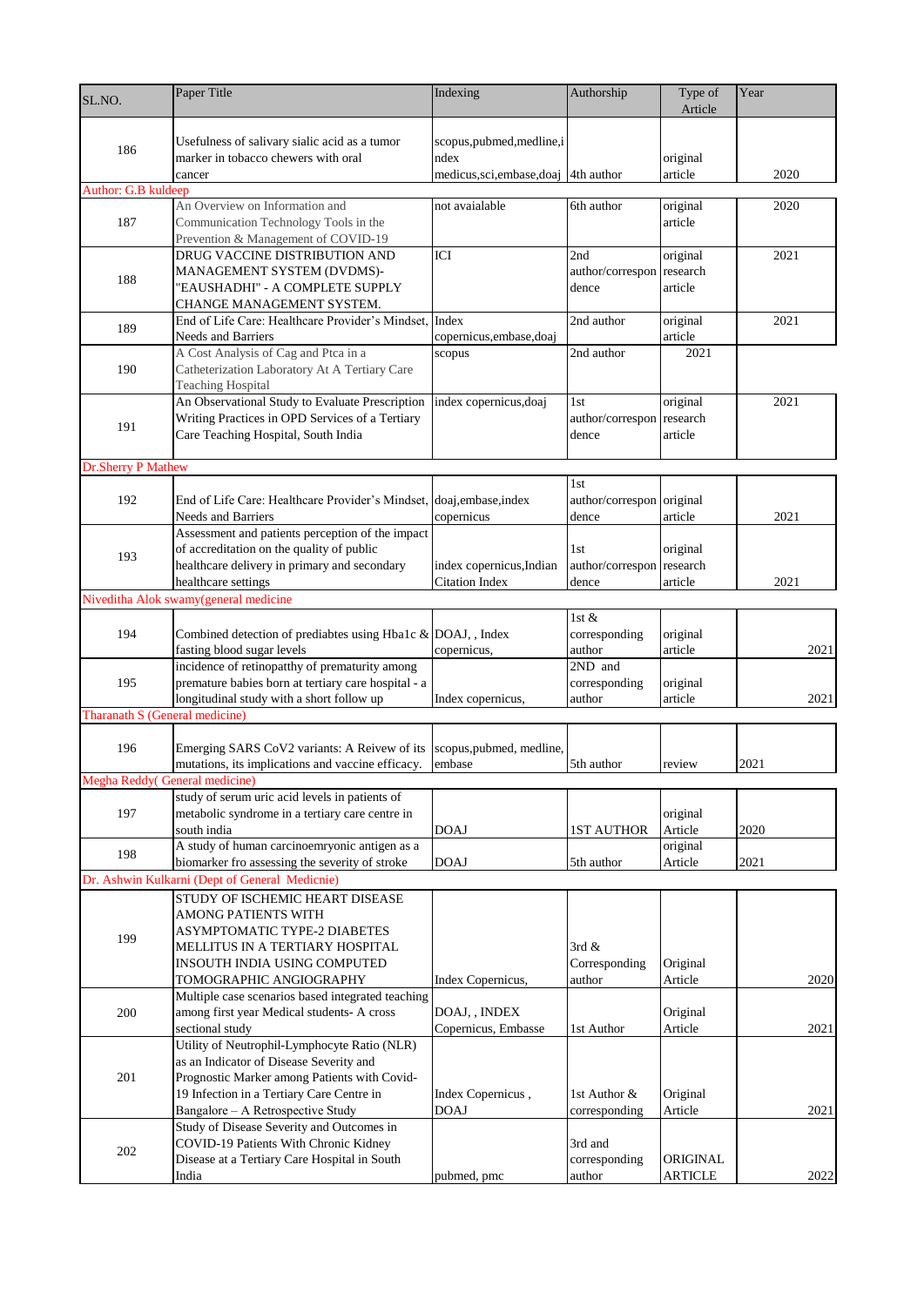| SL.NO. | Paper Title | Indexing | Authorship | Type of Article | Year |
|---|---|---|---|---|---|
| 186 | Usefulness of salivary sialic acid as a tumor marker in tobacco chewers with oral cancer | scopus,pubmed,medline,index medicus,sci,embase,doaj | 4th author | original article | 2020 |
| Author: G.B kuldeep | | | | | |
| 187 | An Overview on Information and Communication Technology Tools in the Prevention & Management of COVID-19 | not avaialable | 6th author | original article | 2020 |
| 188 | DRUG VACCINE DISTRIBUTION AND MANAGEMENT SYSTEM (DVDMS)- "EAUSHADHI" - A COMPLETE SUPPLY CHANGE MANAGEMENT SYSTEM. | ICI | 2nd author/correspondence | original research article | 2021 |
| 189 | End of Life Care: Healthcare Provider's Mindset, Needs and Barriers | Index copernicus,embase,doaj | 2nd author | original article | 2021 |
| 190 | A Cost Analysis of Cag and Ptca in a Catheterization Laboratory At A Tertiary Care Teaching Hospital | scopus | 2nd author | 2021 | |
| 191 | An Observational Study to Evaluate Prescription Writing Practices in OPD Services of a Tertiary Care Teaching Hospital, South India | index copernicus,doaj | 1st author/correspondence | original research article | 2021 |
| Dr.Sherry P Mathew | | | | | |
| 192 | End of Life Care: Healthcare Provider's Mindset, Needs and Barriers | doaj,embase,index copernicus | 1st author/correspondence | original article | 2021 |
| 193 | Assessment and patients perception of the impact of accreditation on the quality of public healthcare delivery in primary and secondary healthcare settings | index copernicus,Indian Citation Index | 1st author/correspondence | original research article | 2021 |
| Niveditha Alok swamy(general medicine | | | | | |
| 194 | Combined detection of prediabtes using Hba1c & fasting blood sugar levels | DOAJ, , Index copernicus, | 1st & corresponding author | original article | 2021 |
| 195 | incidence of retinopatthy of prematurity among premature babies born at tertiary care hospital - a longitudinal study with a short follow up | Index copernicus, | 2ND and corresponding author | original article | 2021 |
| Tharanath S (General medicine) | | | | | |
| 196 | Emerging SARS CoV2 variants: A Reivew of its mutations, its implications and vaccine efficacy. | scopus,pubmed, medline, embase | 5th author | review | 2021 |
| Megha Reddy( General medicine) | | | | | |
| 197 | study of serum uric acid levels in patients of metabolic syndrome in a tertiary care centre in south india | DOAJ | 1ST AUTHOR | original Article | 2020 |
| 198 | A study of human carcinoemryonic antigen as a biomarker fro assessing the severity of stroke | DOAJ | 5th author | original Article | 2021 |
| Dr. Ashwin Kulkarni (Dept of General Medicnie) | | | | | |
| 199 | STUDY OF ISCHEMIC HEART DISEASE AMONG PATIENTS WITH ASYMPTOMATIC TYPE-2 DIABETES MELLITUS IN A TERTIARY HOSPITAL INSOUTH INDIA USING COMPUTED TOMOGRAPHIC ANGIOGRAPHY | Index Copernicus, | 3rd & Corresponding author | Original Article | 2020 |
| 200 | Multiple case scenarios based integrated teaching among first year Medical students- A cross sectional study | DOAJ, , INDEX Copernicus, Embasse | 1st Author | Original Article | 2021 |
| 201 | Utility of Neutrophil-Lymphocyte Ratio (NLR) as an Indicator of Disease Severity and Prognostic Marker among Patients with Covid-19 Infection in a Tertiary Care Centre in Bangalore – A Retrospective Study | Index Copernicus , DOAJ | 1st Author & corresponding | Original Article | 2021 |
| 202 | Study of Disease Severity and Outcomes in COVID-19 Patients With Chronic Kidney Disease at a Tertiary Care Hospital in South India | pubmed, pmc | 3rd and corresponding author | ORIGINAL ARTICLE | 2022 |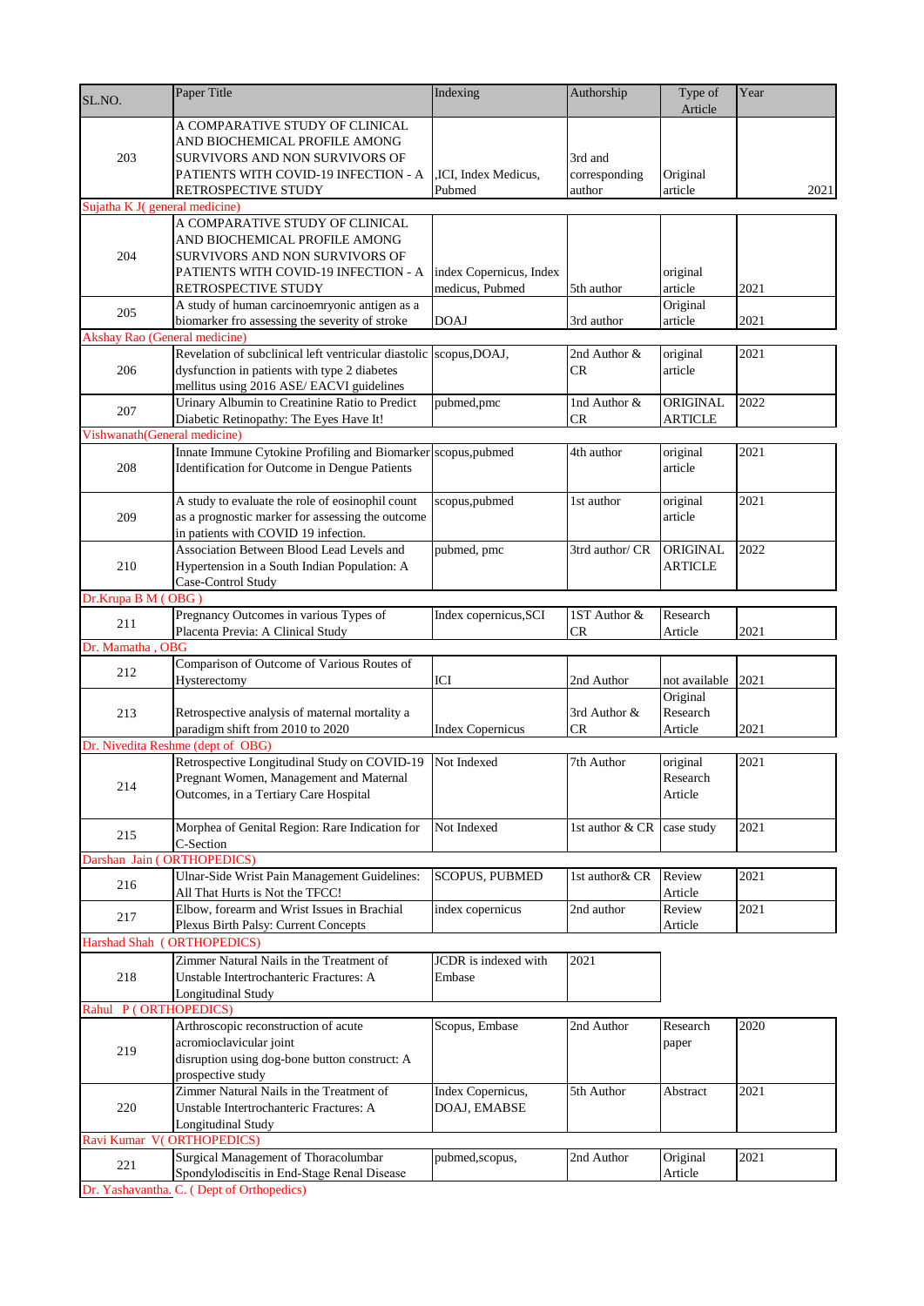| SL.NO. | Paper Title | Indexing | Authorship | Type of Article | Year |
| --- | --- | --- | --- | --- | --- |
| 203 | A COMPARATIVE STUDY OF CLINICAL AND BIOCHEMICAL PROFILE AMONG SURVIVORS AND NON SURVIVORS OF PATIENTS WITH COVID-19 INFECTION - A RETROSPECTIVE STUDY | ,ICI, Index Medicus, Pubmed | 3rd and corresponding author | Original article | 2021 |
| Sujatha K J( general medicine) | | | | | |
| 204 | A COMPARATIVE STUDY OF CLINICAL AND BIOCHEMICAL PROFILE AMONG SURVIVORS AND NON SURVIVORS OF PATIENTS WITH COVID-19 INFECTION - A RETROSPECTIVE STUDY | index Copernicus, Index medicus, Pubmed | 5th author | original article | 2021 |
| 205 | A study of human carcinoemryonic antigen as a biomarker fro assessing the severity of stroke | DOAJ | 3rd author | Original article | 2021 |
| Akshay Rao (General medicine) | | | | | |
| 206 | Revelation of subclinical left ventricular diastolic dysfunction in patients with type 2 diabetes mellitus using 2016 ASE/ EACVI guidelines | scopus,DOAJ, | 2nd Author & CR | original article | 2021 |
| 207 | Urinary Albumin to Creatinine Ratio to Predict Diabetic Retinopathy: The Eyes Have It! | pubmed,pmc | 1nd Author & CR | ORIGINAL ARTICLE | 2022 |
| Vishwanath(General medicine) | | | | | |
| 208 | Innate Immune Cytokine Profiling and Biomarker Identification for Outcome in Dengue Patients | scopus,pubmed | 4th author | original article | 2021 |
| 209 | A study to evaluate the role of eosinophil count as a prognostic marker for assessing the outcome in patients with COVID 19 infection. | scopus,pubmed | 1st author | original article | 2021 |
| 210 | Association Between Blood Lead Levels and Hypertension in a South Indian Population: A Case-Control Study | pubmed, pmc | 3trd author/ CR | ORIGINAL ARTICLE | 2022 |
| Dr.Krupa B M ( OBG ) | | | | | |
| 211 | Pregnancy Outcomes in various Types of Placenta Previa: A Clinical Study | Index copernicus,SCI | 1ST Author & CR | Research Article | 2021 |
| Dr. Mamatha , OBG | | | | | |
| 212 | Comparison of Outcome of Various Routes of Hysterectomy | ICI | 2nd Author | not available | 2021 |
| 213 | Retrospective analysis of maternal mortality a paradigm shift from 2010 to 2020 | Index Copernicus | 3rd Author & CR | Original Research Article | 2021 |
| Dr. Nivedita Reshme (dept of OBG) | | | | | |
| 214 | Retrospective Longitudinal Study on COVID-19 Pregnant Women, Management and Maternal Outcomes, in a Tertiary Care Hospital | Not Indexed | 7th Author | original Research Article | 2021 |
| 215 | Morphea of Genital Region: Rare Indication for C-Section | Not Indexed | 1st author & CR | case study | 2021 |
| Darshan Jain ( ORTHOPEDICS) | | | | | |
| 216 | Ulnar-Side Wrist Pain Management Guidelines: All That Hurts is Not the TFCC! | SCOPUS, PUBMED | 1st author& CR | Review Article | 2021 |
| 217 | Elbow, forearm and Wrist Issues in Brachial Plexus Birth Palsy: Current Concepts | index copernicus | 2nd author | Review Article | 2021 |
| Harshad Shah ( ORTHOPEDICS) | | | | | |
| 218 | Zimmer Natural Nails in the Treatment of Unstable Intertrochanteric Fractures: A Longitudinal Study | JCDR is indexed with Embase | 2021 | | |
| Rahul P ( ORTHOPEDICS) | | | | | |
| 219 | Arthroscopic reconstruction of acute acromioclavicular joint disruption using dog-bone button construct: A prospective study | Scopus, Embase | 2nd Author | Research paper | 2020 |
| 220 | Zimmer Natural Nails in the Treatment of Unstable Intertrochanteric Fractures: A Longitudinal Study | Index Copernicus, DOAJ, EMABSE | 5th Author | Abstract | 2021 |
| Ravi Kumar V( ORTHOPEDICS) | | | | | |
| 221 | Surgical Management of Thoracolumbar Spondylodiscitis in End-Stage Renal Disease | pubmed,scopus, | 2nd Author | Original Article | 2021 |
| Dr. Yashavantha. C. ( Dept of Orthopedics) | | | | | |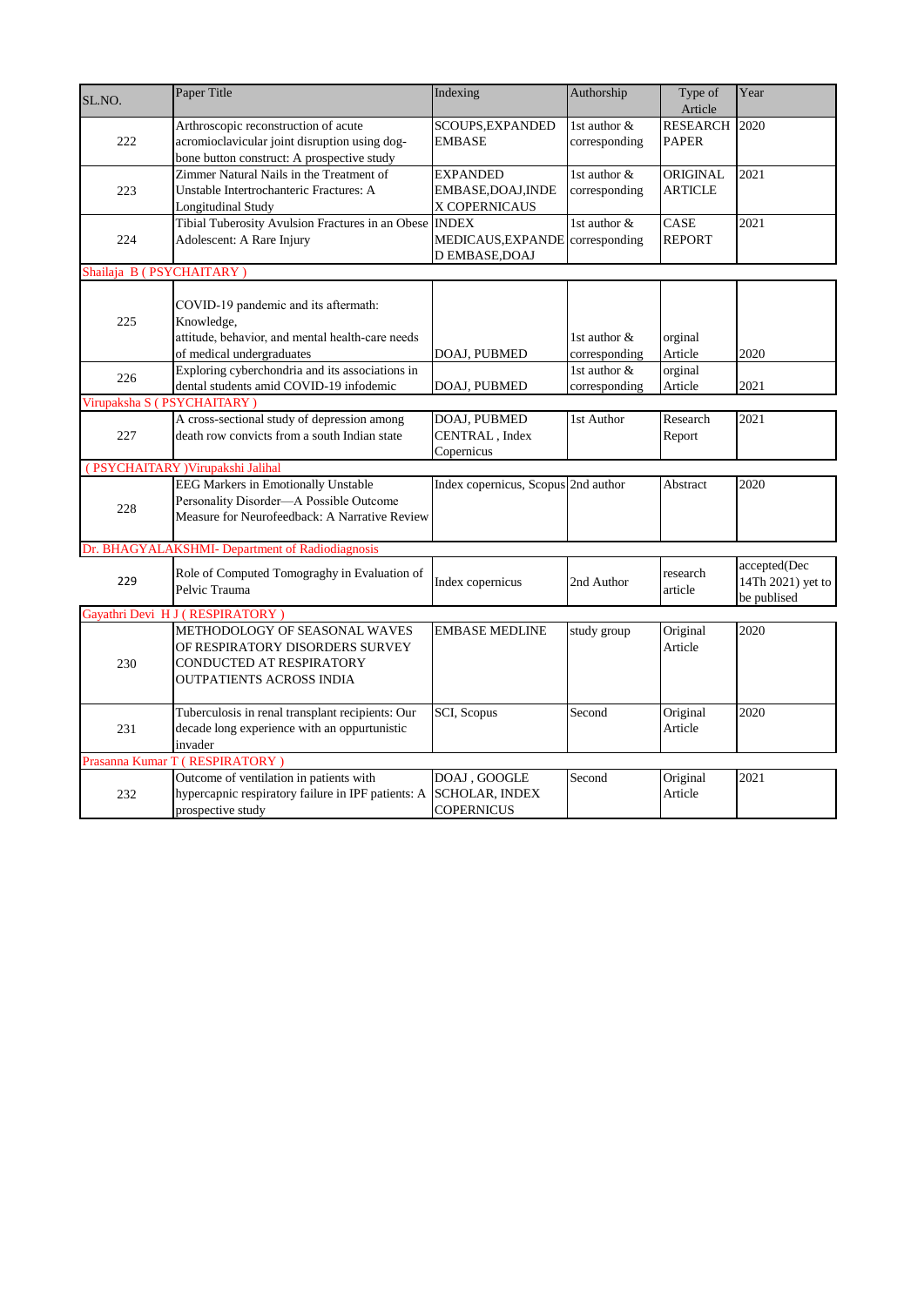| SL.NO. | Paper Title | Indexing | Authorship | Type of Article | Year |
|---|---|---|---|---|---|
| 222 | Arthroscopic reconstruction of acute acromioclavicular joint disruption using dog-bone button construct: A prospective study | SCOUPS,EXPANDED EMBASE | 1st author & corresponding | RESEARCH PAPER | 2020 |
| 223 | Zimmer Natural Nails in the Treatment of Unstable Intertrochanteric Fractures: A Longitudinal Study | EXPANDED EMBASE,DOAJ,INDEX COPERNICAUS | 1st author & corresponding | ORIGINAL ARTICLE | 2021 |
| 224 | Tibial Tuberosity Avulsion Fractures in an Obese Adolescent: A Rare Injury | INDEX MEDICAUS,EXPANDED EMBASE,DOAJ | 1st author & corresponding | CASE REPORT | 2021 |
| Shailaja B ( PSYCHAITARY ) | | | | | |
| 225 | COVID-19 pandemic and its aftermath: Knowledge, attitude, behavior, and mental health-care needs of medical undergraduates | DOAJ, PUBMED | 1st author & corresponding | orginal Article | 2020 |
| 226 | Exploring cyberchondria and its associations in dental students amid COVID-19 infodemic | DOAJ, PUBMED | 1st author & corresponding | orginal Article | 2021 |
| Virupaksha S ( PSYCHAITARY ) | | | | | |
| 227 | A cross-sectional study of depression among death row convicts from a south Indian state | DOAJ, PUBMED CENTRAL , Index Copernicus | 1st Author | Research Report | 2021 |
| ( PSYCHAITARY )Virupakshi Jalihal | | | | | |
| 228 | EEG Markers in Emotionally Unstable Personality Disorder—A Possible Outcome Measure for Neurofeedback: A Narrative Review | Index copernicus, Scopus | 2nd author | Abstract | 2020 |
| Dr. BHAGYALAKSHMI- Department of Radiodiagnosis | | | | | |
| 229 | Role of Computed Tomograghy in Evaluation of Pelvic Trauma | Index copernicus | 2nd Author | research article | accepted(Dec 14Th 2021) yet to be publised |
| Gayathri Devi H J ( RESPIRATORY ) | | | | | |
| 230 | METHODOLOGY OF SEASONAL WAVES OF RESPIRATORY DISORDERS SURVEY CONDUCTED AT RESPIRATORY OUTPATIENTS ACROSS INDIA | EMBASE MEDLINE | study group | Original Article | 2020 |
| 231 | Tuberculosis in renal transplant recipients: Our decade long experience with an oppurtunistic invader | SCI, Scopus | Second | Original Article | 2020 |
| Prasanna Kumar T ( RESPIRATORY ) | | | | | |
| 232 | Outcome of ventilation in patients with hypercapnic respiratory failure in IPF patients: A prospective study | DOAJ , GOOGLE SCHOLAR, INDEX COPERNICUS | Second | Original Article | 2021 |